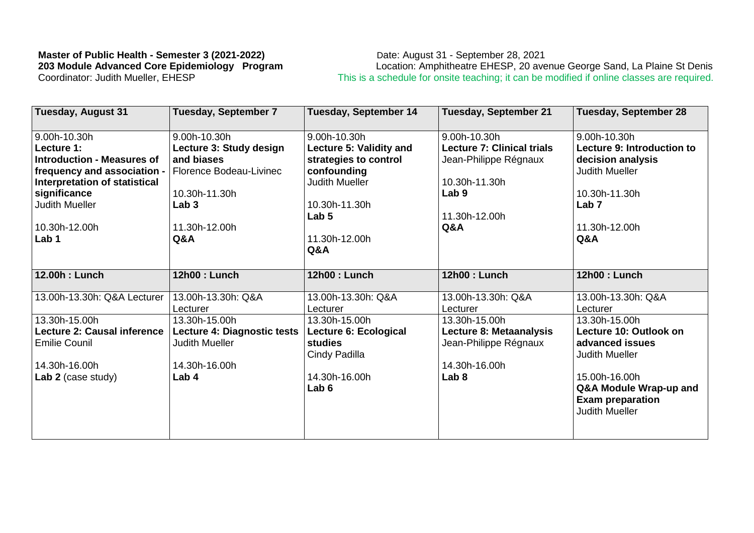**Master of Public Health - Semester 3 (2021-2022)**
**203 Module Advanced Core Epidemiology Program**
Coordinator: Judith Mueller, EHESP

Date: August 31 - September 28, 2021
Location: Amphitheatre EHESP, 20 avenue George Sand, La Plaine St Denis
This is a schedule for onsite teaching; it can be modified if online classes are required.

| Tuesday, August 31 | Tuesday, September 7 | Tuesday, September 14 | Tuesday, September 21 | Tuesday, September 28 |
|---|---|---|---|---|
| 9.00h-10.30h<br>**Lecture 1: Introduction - Measures of frequency and association - Interpretation of statistical significance**<br>Judith Mueller<br><br>10.30h-12.00h<br>**Lab 1** | 9.00h-10.30h<br>**Lecture 3: Study design and biases**<br>Florence Bodeau-Livinec<br><br>10.30h-11.30h<br>**Lab 3**<br><br>11.30h-12.00h<br>**Q&A** | 9.00h-10.30h<br>**Lecture 5: Validity and strategies to control confounding**<br>Judith Mueller<br><br>10.30h-11.30h<br>**Lab 5**<br><br>11.30h-12.00h<br>**Q&A** | 9.00h-10.30h<br>**Lecture 7: Clinical trials**<br>Jean-Philippe Régnaux<br><br>10.30h-11.30h<br>**Lab 9**<br><br>11.30h-12.00h<br>**Q&A** | 9.00h-10.30h<br>**Lecture 9: Introduction to decision analysis**<br>Judith Mueller<br><br>10.30h-11.30h<br>**Lab 7**<br><br>11.30h-12.00h<br>**Q&A** |
| **12.00h : Lunch** | **12h00 : Lunch** | **12h00 : Lunch** | **12h00 : Lunch** | **12h00 : Lunch** |
| 13.00h-13.30h: Q&A Lecturer | 13.00h-13.30h: Q&A Lecturer | 13.00h-13.30h: Q&A Lecturer | 13.00h-13.30h: Q&A Lecturer | 13.00h-13.30h: Q&A Lecturer |
| 13.30h-15.00h<br>**Lecture 2: Causal inference**<br>Emilie Counil<br><br>14.30h-16.00h<br>**Lab 2** (case study) | 13.30h-15.00h<br>**Lecture 4: Diagnostic tests**<br>Judith Mueller<br><br>14.30h-16.00h<br>**Lab 4** | 13.30h-15.00h<br>**Lecture 6: Ecological studies**<br>Cindy Padilla<br><br>14.30h-16.00h<br>**Lab 6** | 13.30h-15.00h<br>**Lecture 8: Metaanalysis**<br>Jean-Philippe Régnaux<br><br>14.30h-16.00h<br>**Lab 8** | 13.30h-15.00h<br>**Lecture 10: Outlook on advanced issues**<br>Judith Mueller<br><br>15.00h-16.00h<br>**Q&A Module Wrap-up and Exam preparation**<br>Judith Mueller |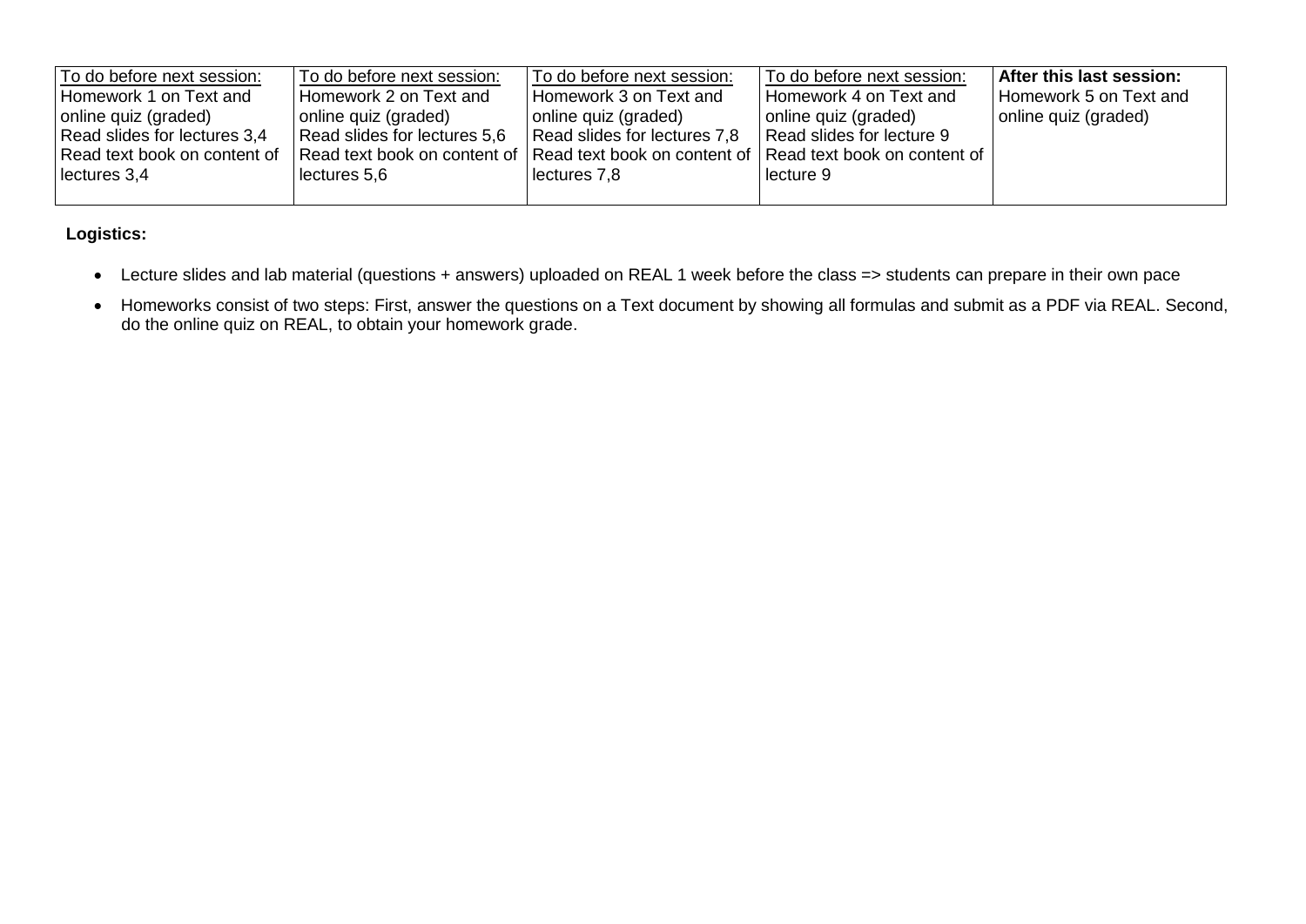| | | | | |
|---|---|---|---|---|
| To do before next session:<br>Homework 1 on Text and online quiz (graded)<br>Read slides for lectures 3,4<br>Read text book on content of lectures 3,4 | To do before next session:<br>Homework 2 on Text and online quiz (graded)<br>Read slides for lectures 5,6<br>Read text book on content of lectures 5,6 | To do before next session:<br>Homework 3 on Text and online quiz (graded)<br>Read slides for lectures 7,8<br>Read text book on content of lectures 7,8 | To do before next session:<br>Homework 4 on Text and online quiz (graded)<br>Read slides for lecture 9<br>Read text book on content of lecture 9 | **After this last session:**<br>Homework 5 on Text and online quiz (graded) |

**Logistics:**

- Lecture slides and lab material (questions + answers) uploaded on REAL 1 week before the class => students can prepare in their own pace
- Homeworks consist of two steps: First, answer the questions on a Text document by showing all formulas and submit as a PDF via REAL. Second, do the online quiz on REAL, to obtain your homework grade.